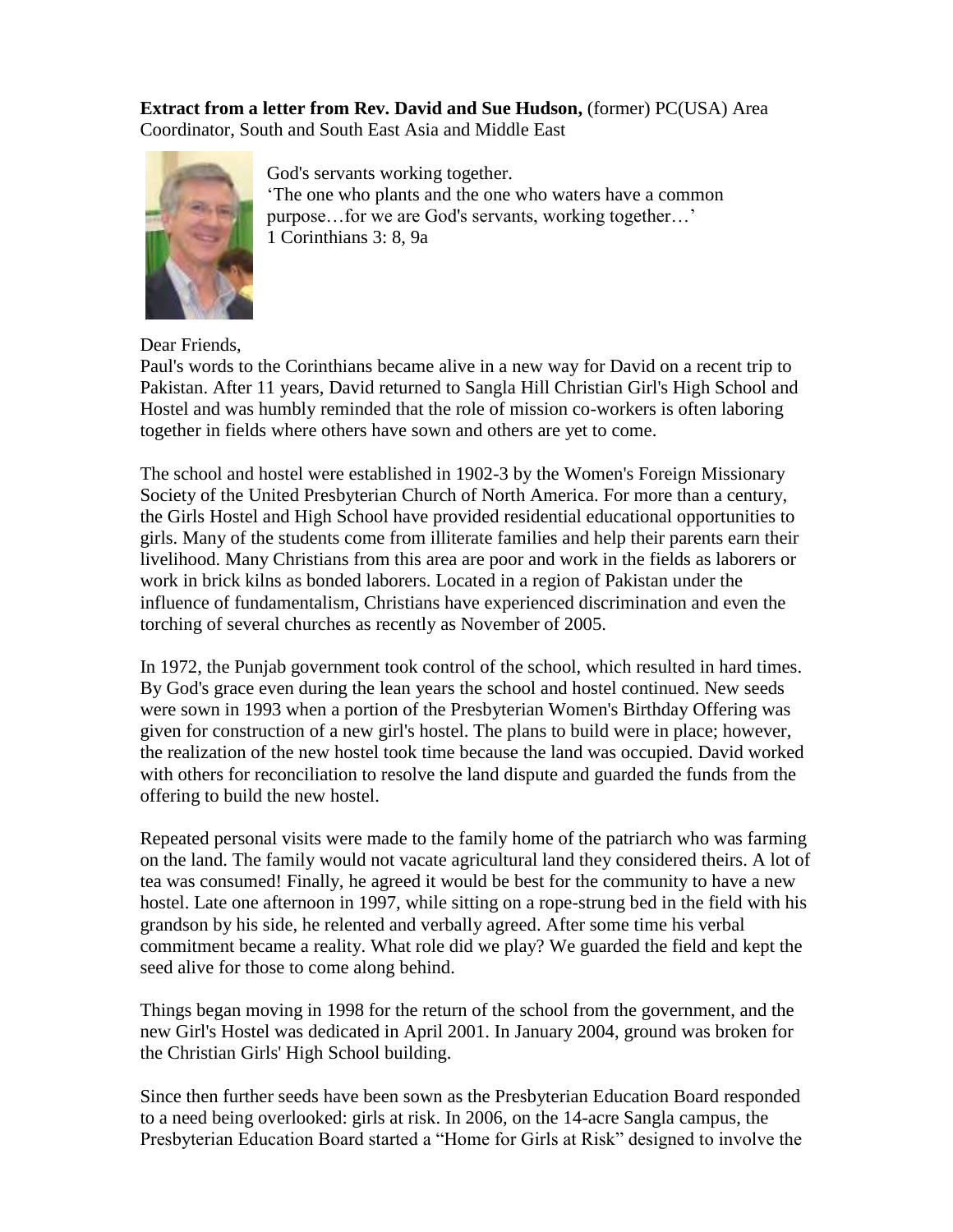**Extract from a letter from Rev. David and Sue Hudson,** (former) PC(USA) Area Coordinator, South and South East Asia and Middle East

God's servants working together.
'The one who plants and the one who waters have a common purpose…for we are God's servants, working together…'
1 Corinthians 3: 8, 9a

Dear Friends,
Paul's words to the Corinthians became alive in a new way for David on a recent trip to Pakistan. After 11 years, David returned to Sangla Hill Christian Girl's High School and Hostel and was humbly reminded that the role of mission co-workers is often laboring together in fields where others have sown and others are yet to come.

The school and hostel were established in 1902-3 by the Women's Foreign Missionary Society of the United Presbyterian Church of North America. For more than a century, the Girls Hostel and High School have provided residential educational opportunities to girls. Many of the students come from illiterate families and help their parents earn their livelihood. Many Christians from this area are poor and work in the fields as laborers or work in brick kilns as bonded laborers. Located in a region of Pakistan under the influence of fundamentalism, Christians have experienced discrimination and even the torching of several churches as recently as November of 2005.

In 1972, the Punjab government took control of the school, which resulted in hard times. By God's grace even during the lean years the school and hostel continued. New seeds were sown in 1993 when a portion of the Presbyterian Women's Birthday Offering was given for construction of a new girl's hostel. The plans to build were in place; however, the realization of the new hostel took time because the land was occupied. David worked with others for reconciliation to resolve the land dispute and guarded the funds from the offering to build the new hostel.

Repeated personal visits were made to the family home of the patriarch who was farming on the land. The family would not vacate agricultural land they considered theirs. A lot of tea was consumed! Finally, he agreed it would be best for the community to have a new hostel. Late one afternoon in 1997, while sitting on a rope-strung bed in the field with his grandson by his side, he relented and verbally agreed. After some time his verbal commitment became a reality. What role did we play? We guarded the field and kept the seed alive for those to come along behind.

Things began moving in 1998 for the return of the school from the government, and the new Girl's Hostel was dedicated in April 2001. In January 2004, ground was broken for the Christian Girls' High School building.

Since then further seeds have been sown as the Presbyterian Education Board responded to a need being overlooked: girls at risk. In 2006, on the 14-acre Sangla campus, the Presbyterian Education Board started a "Home for Girls at Risk" designed to involve the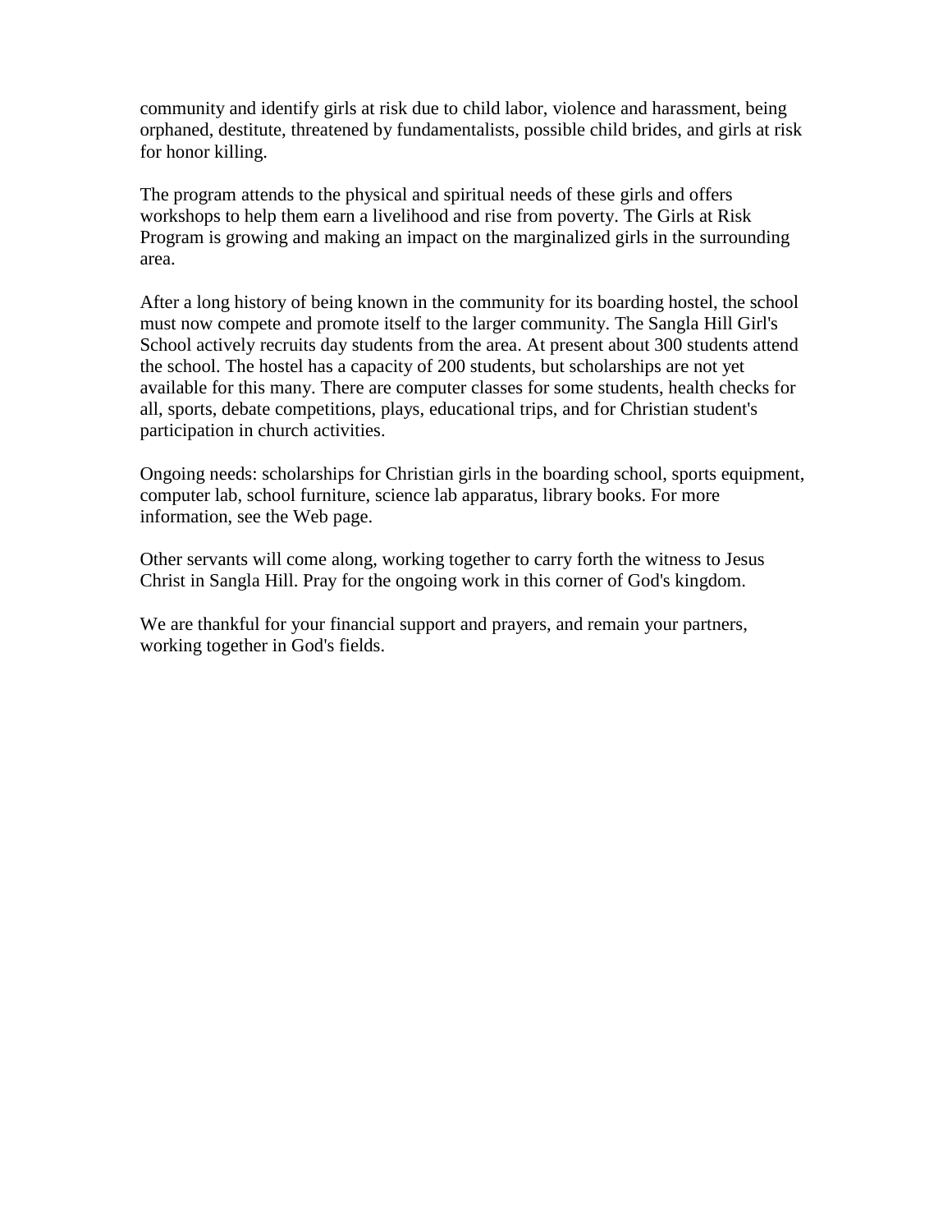community and identify girls at risk due to child labor, violence and harassment, being orphaned, destitute, threatened by fundamentalists, possible child brides, and girls at risk for honor killing.

The program attends to the physical and spiritual needs of these girls and offers workshops to help them earn a livelihood and rise from poverty. The Girls at Risk Program is growing and making an impact on the marginalized girls in the surrounding area.

After a long history of being known in the community for its boarding hostel, the school must now compete and promote itself to the larger community. The Sangla Hill Girl's School actively recruits day students from the area. At present about 300 students attend the school. The hostel has a capacity of 200 students, but scholarships are not yet available for this many. There are computer classes for some students, health checks for all, sports, debate competitions, plays, educational trips, and for Christian student's participation in church activities.

Ongoing needs: scholarships for Christian girls in the boarding school, sports equipment, computer lab, school furniture, science lab apparatus, library books. For more information, see the Web page.

Other servants will come along, working together to carry forth the witness to Jesus Christ in Sangla Hill. Pray for the ongoing work in this corner of God's kingdom.

We are thankful for your financial support and prayers, and remain your partners, working together in God's fields.